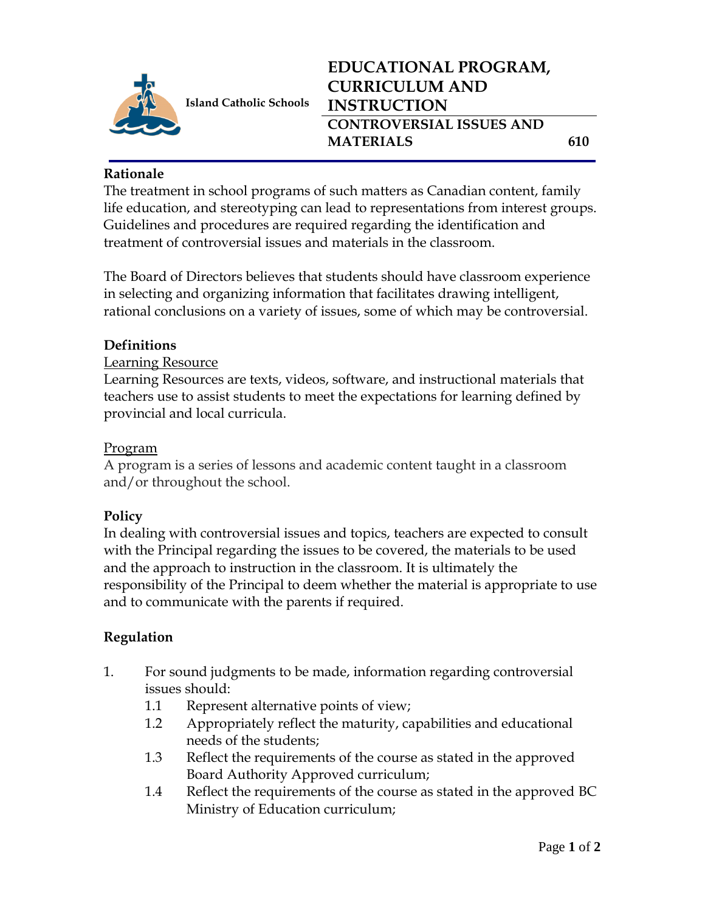Island Catholic Schools

# EDUCATIONAL PROGRAM, CURRICULUM AND INSTRUCTION

## CONTROVERSIAL ISSUES AND MATERIALS 610

**Rationale**

The treatment in school programs of such matters as Canadian content, family life education, and stereotyping can lead to representations from interest groups. Guidelines and procedures are required regarding the identification and treatment of controversial issues and materials in the classroom.

The Board of Directors believes that students should have classroom experience in selecting and organizing information that facilitates drawing intelligent, rational conclusions on a variety of issues, some of which may be controversial.

**Definitions**

Learning Resource

Learning Resources are texts, videos, software, and instructional materials that teachers use to assist students to meet the expectations for learning defined by provincial and local curricula.

Program

A program is a series of lessons and academic content taught in a classroom and/or throughout the school.

**Policy**

In dealing with controversial issues and topics, teachers are expected to consult with the Principal regarding the issues to be covered, the materials to be used and the approach to instruction in the classroom. It is ultimately the responsibility of the Principal to deem whether the material is appropriate to use and to communicate with the parents if required.

**Regulation**

1. For sound judgments to be made, information regarding controversial issues should:
   - 1.1 Represent alternative points of view;
   - 1.2 Appropriately reflect the maturity, capabilities and educational needs of the students;
   - 1.3 Reflect the requirements of the course as stated in the approved Board Authority Approved curriculum;
   - 1.4 Reflect the requirements of the course as stated in the approved BC Ministry of Education curriculum;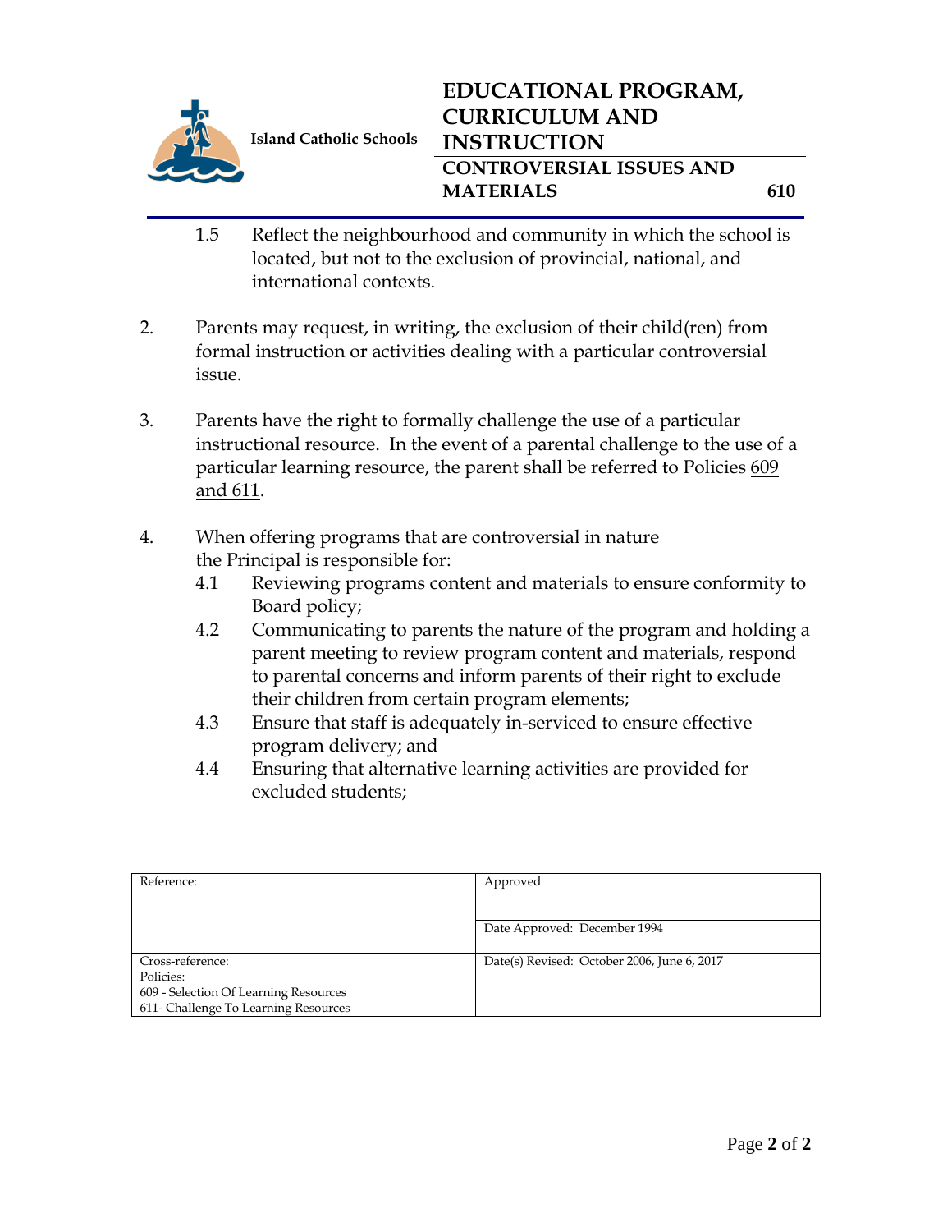1.5 Reflect the neighbourhood and community in which the school is located, but not to the exclusion of provincial, national, and international contexts.

2. Parents may request, in writing, the exclusion of their child(ren) from formal instruction or activities dealing with a particular controversial issue.

3. Parents have the right to formally challenge the use of a particular instructional resource. In the event of a parental challenge to the use of a particular learning resource, the parent shall be referred to Policies 609 and 611.

4. When offering programs that are controversial in nature the Principal is responsible for:
   - 4.1 Reviewing programs content and materials to ensure conformity to Board policy;
   - 4.2 Communicating to parents the nature of the program and holding a parent meeting to review program content and materials, respond to parental concerns and inform parents of their right to exclude their children from certain program elements;
   - 4.3 Ensure that staff is adequately in-serviced to ensure effective program delivery; and
   - 4.4 Ensuring that alternative learning activities are provided for excluded students;

| | |
|---|---|
| Reference: | Approved<br><br>Date Approved: December 1994 |
| Cross-reference:<br>Policies:<br>609 - Selection Of Learning Resources<br>611- Challenge To Learning Resources | Date(s) Revised: October 2006, June 6, 2017 |